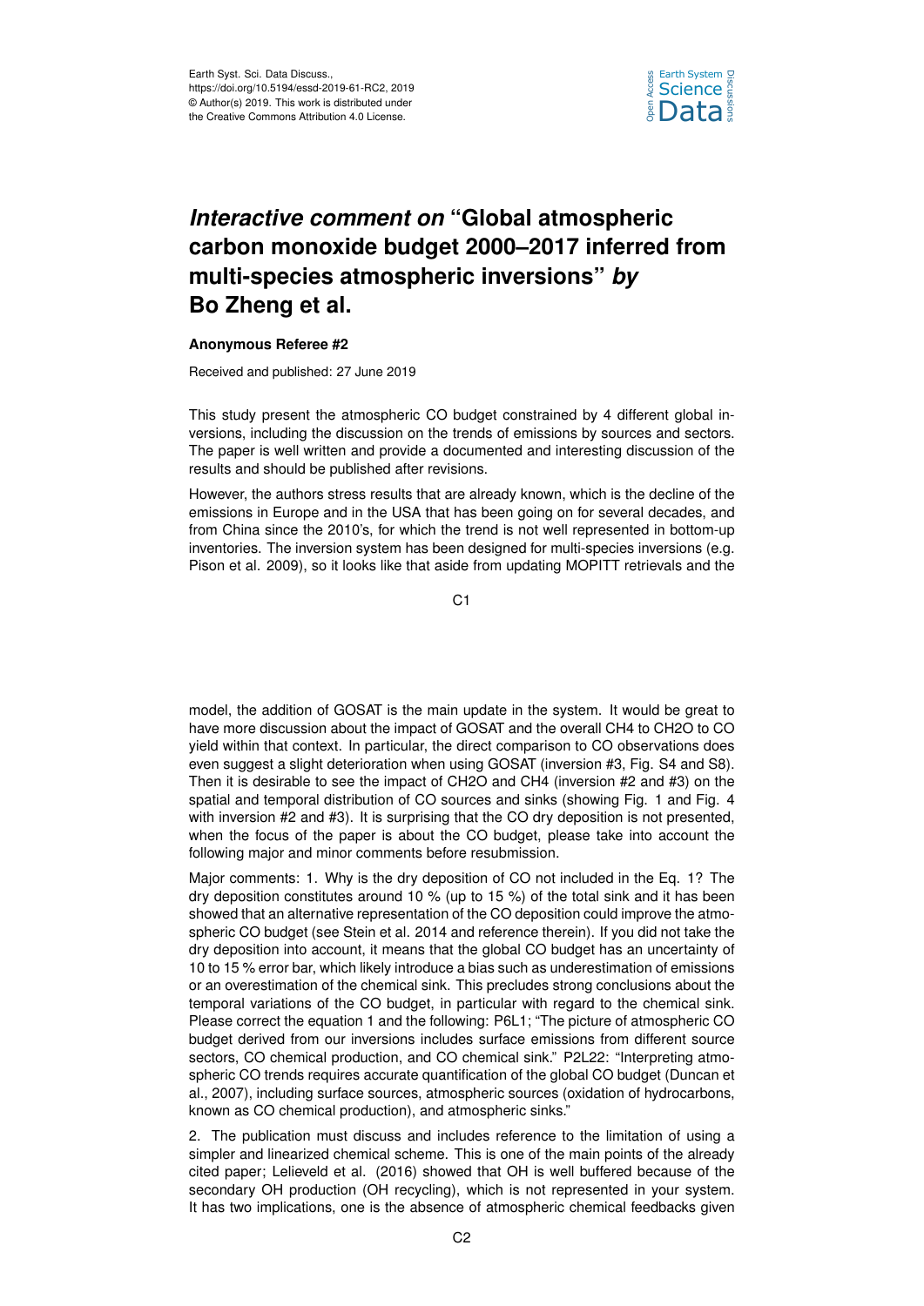# *Interactive comment on* "Global atmospheric carbon monoxide budget 2000–2017 inferred from multi-species atmospheric inversions" *by* Bo Zheng et al.

**Anonymous Referee #2**

Received and published: 27 June 2019

This study present the atmospheric CO budget constrained by 4 different global inversions, including the discussion on the trends of emissions by sources and sectors. The paper is well written and provide a documented and interesting discussion of the results and should be published after revisions.

However, the authors stress results that are already known, which is the decline of the emissions in Europe and in the USA that has been going on for several decades, and from China since the 2010's, for which the trend is not well represented in bottom-up inventories. The inversion system has been designed for multi-species inversions (e.g. Pison et al. 2009), so it looks like that aside from updating MOPITT retrievals and the model, the addition of GOSAT is the main update in the system. It would be great to have more discussion about the impact of GOSAT and the overall $CH_4$ to $CH_2O$ to CO yield within that context. In particular, the direct comparison to CO observations does even suggest a slight deterioration when using GOSAT (inversion #3, Fig. S4 and S8). Then it is desirable to see the impact of $CH_2O$ and $CH_4$ (inversion #2 and #3) on the spatial and temporal distribution of CO sources and sinks (showing Fig. 1 and Fig. 4 with inversion #2 and #3). It is surprising that the CO dry deposition is not presented, when the focus of the paper is about the CO budget, please take into account the following major and minor comments before resubmission.

Major comments: 1. Why is the dry deposition of CO not included in the Eq. 1? The dry deposition constitutes around 10 % (up to 15 %) of the total sink and it has been showed that an alternative representation of the CO deposition could improve the atmospheric CO budget (see Stein et al. 2014 and reference therein). If you did not take the dry deposition into account, it means that the global CO budget has an uncertainty of 10 to 15 % error bar, which likely introduce a bias such as underestimation of emissions or an overestimation of the chemical sink. This precludes strong conclusions about the temporal variations of the CO budget, in particular with regard to the chemical sink. Please correct the equation 1 and the following: P6L1; "The picture of atmospheric CO budget derived from our inversions includes surface emissions from different source sectors, CO chemical production, and CO chemical sink." P2L22: "Interpreting atmospheric CO trends requires accurate quantification of the global CO budget (Duncan et al., 2007), including surface sources, atmospheric sources (oxidation of hydrocarbons, known as CO chemical production), and atmospheric sinks."

2. The publication must discuss and includes reference to the limitation of using a simpler and linearized chemical scheme. This is one of the main points of the already cited paper; Lelieveld et al. (2016) showed that OH is well buffered because of the secondary OH production (OH recycling), which is not represented in your system. It has two implications, one is the absence of atmospheric chemical feedbacks given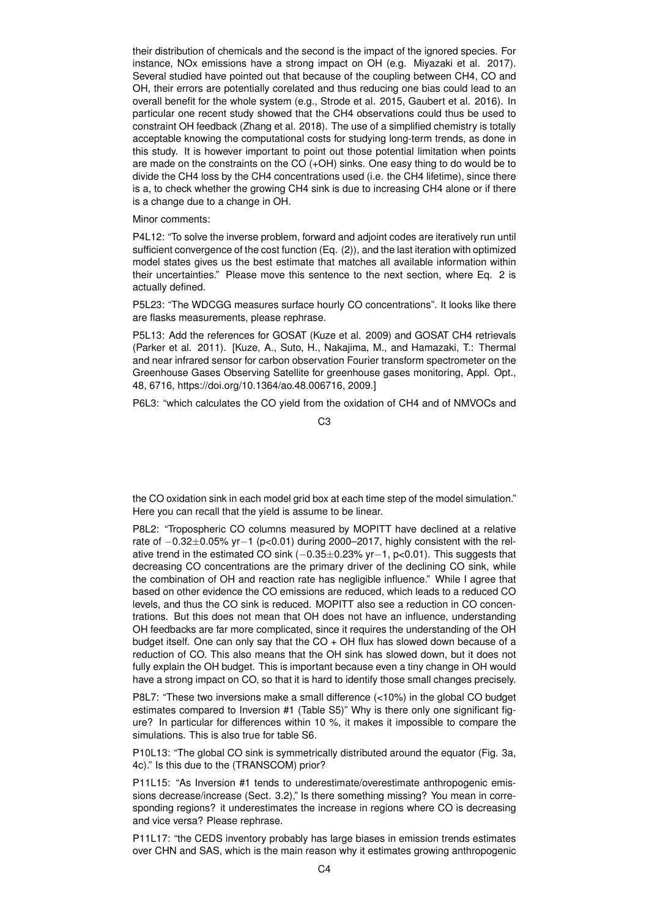their distribution of chemicals and the second is the impact of the ignored species. For instance, NOx emissions have a strong impact on OH (e.g. Miyazaki et al. 2017). Several studied have pointed out that because of the coupling between $CH_4$, CO and OH, their errors are potentially corelated and thus reducing one bias could lead to an overall benefit for the whole system (e.g., Strode et al. 2015, Gaubert et al. 2016). In particular one recent study showed that the $CH_4$ observations could thus be used to constraint OH feedback (Zhang et al. 2018). The use of a simplified chemistry is totally acceptable knowing the computational costs for studying long-term trends, as done in this study. It is however important to point out those potential limitation when points are made on the constraints on the CO (+OH) sinks. One easy thing to do would be to divide the $CH_4$ loss by the $CH_4$ concentrations used (i.e. the $CH_4$ lifetime), since there is a, to check whether the growing $CH_4$ sink is due to increasing $CH_4$ alone or if there is a change due to a change in OH.

Minor comments:

P4L12: "To solve the inverse problem, forward and adjoint codes are iteratively run until sufficient convergence of the cost function (Eq. (2)), and the last iteration with optimized model states gives us the best estimate that matches all available information within their uncertainties." Please move this sentence to the next section, where Eq. 2 is actually defined.

P5L23: "The WDCGG measures surface hourly CO concentrations". It looks like there are flasks measurements, please rephrase.

P5L13: Add the references for GOSAT (Kuze et al. 2009) and GOSAT $CH_4$ retrievals (Parker et al. 2011). [Kuze, A., Suto, H., Nakajima, M., and Hamazaki, T.: Thermal and near infrared sensor for carbon observation Fourier transform spectrometer on the Greenhouse Gases Observing Satellite for greenhouse gases monitoring, Appl. Opt., 48, 6716, https://doi.org/10.1364/ao.48.006716, 2009.]

P6L3: "which calculates the CO yield from the oxidation of $CH_4$ and of NMVOCs and the CO oxidation sink in each model grid box at each time step of the model simulation." Here you can recall that the yield is assume to be linear.

P8L2: "Tropospheric CO columns measured by MOPITT have declined at a relative rate of $-0.32\pm0.05\%$ $yr^{-1}$ ($p<0.01$) during 2000–2017, highly consistent with the relative trend in the estimated CO sink ($-0.35\pm0.23\%$ $yr^{-1}$, $p<0.01$). This suggests that decreasing CO concentrations are the primary driver of the declining CO sink, while the combination of OH and reaction rate has negligible influence." While I agree that based on other evidence the CO emissions are reduced, which leads to a reduced CO levels, and thus the CO sink is reduced. MOPITT also see a reduction in CO concentrations. But this does not mean that OH does not have an influence, understanding OH feedbacks are far more complicated, since it requires the understanding of the OH budget itself. One can only say that the CO + OH flux has slowed down because of a reduction of CO. This also means that the OH sink has slowed down, but it does not fully explain the OH budget. This is important because even a tiny change in OH would have a strong impact on CO, so that it is hard to identify those small changes precisely.

P8L7: "These two inversions make a small difference (<10%) in the global CO budget estimates compared to Inversion #1 (Table S5)" Why is there only one significant figure? In particular for differences within 10 %, it makes it impossible to compare the simulations. This is also true for table S6.

P10L13: "The global CO sink is symmetrically distributed around the equator (Fig. 3a, 4c)." Is this due to the (TRANSCOM) prior?

P11L15: "As Inversion #1 tends to underestimate/overestimate anthropogenic emissions decrease/increase (Sect. 3.2)," Is there something missing? You mean in corresponding regions? it underestimates the increase in regions where CO is decreasing and vice versa? Please rephrase.

P11L17: "the CEDS inventory probably has large biases in emission trends estimates over CHN and SAS, which is the main reason why it estimates growing anthropogenic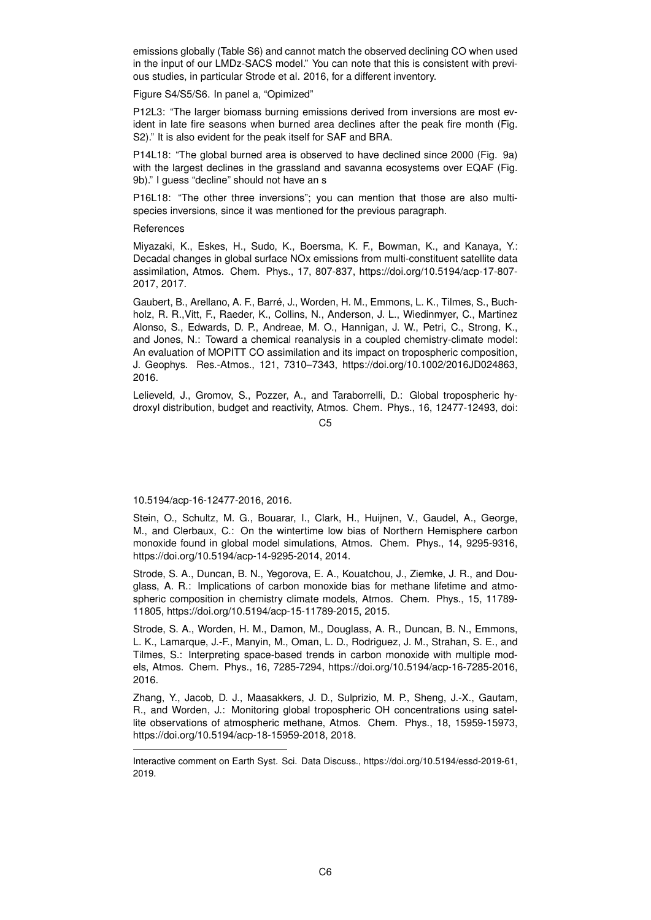emissions globally (Table S6) and cannot match the observed declining CO when used in the input of our LMDz-SACS model." You can note that this is consistent with previous studies, in particular Strode et al. 2016, for a different inventory.

Figure S4/S5/S6. In panel a, "Opimized"

P12L3: "The larger biomass burning emissions derived from inversions are most evident in late fire seasons when burned area declines after the peak fire month (Fig. S2)." It is also evident for the peak itself for SAF and BRA.

P14L18: "The global burned area is observed to have declined since 2000 (Fig. 9a) with the largest declines in the grassland and savanna ecosystems over EQAF (Fig. 9b)." I guess "decline" should not have an s

P16L18: "The other three inversions"; you can mention that those are also multi-species inversions, since it was mentioned for the previous paragraph.

References

Miyazaki, K., Eskes, H., Sudo, K., Boersma, K. F., Bowman, K., and Kanaya, Y.: Decadal changes in global surface NOx emissions from multi-constituent satellite data assimilation, Atmos. Chem. Phys., 17, 807-837, https://doi.org/10.5194/acp-17-807-2017, 2017.

Gaubert, B., Arellano, A. F., Barré, J., Worden, H. M., Emmons, L. K., Tilmes, S., Buchholz, R. R.,Vitt, F., Raeder, K., Collins, N., Anderson, J. L., Wiedinmyer, C., Martinez Alonso, S., Edwards, D. P., Andreae, M. O., Hannigan, J. W., Petri, C., Strong, K., and Jones, N.: Toward a chemical reanalysis in a coupled chemistry-climate model: An evaluation of MOPITT CO assimilation and its impact on tropospheric composition, J. Geophys. Res.-Atmos., 121, 7310–7343, https://doi.org/10.1002/2016JD024863, 2016.

Lelieveld, J., Gromov, S., Pozzer, A., and Taraborrelli, D.: Global tropospheric hydroxyl distribution, budget and reactivity, Atmos. Chem. Phys., 16, 12477-12493, doi: 10.5194/acp-16-12477-2016, 2016.

Stein, O., Schultz, M. G., Bouarar, I., Clark, H., Huijnen, V., Gaudel, A., George, M., and Clerbaux, C.: On the wintertime low bias of Northern Hemisphere carbon monoxide found in global model simulations, Atmos. Chem. Phys., 14, 9295-9316, https://doi.org/10.5194/acp-14-9295-2014, 2014.

Strode, S. A., Duncan, B. N., Yegorova, E. A., Kouatchou, J., Ziemke, J. R., and Douglass, A. R.: Implications of carbon monoxide bias for methane lifetime and atmospheric composition in chemistry climate models, Atmos. Chem. Phys., 15, 11789-11805, https://doi.org/10.5194/acp-15-11789-2015, 2015.

Strode, S. A., Worden, H. M., Damon, M., Douglass, A. R., Duncan, B. N., Emmons, L. K., Lamarque, J.-F., Manyin, M., Oman, L. D., Rodriguez, J. M., Strahan, S. E., and Tilmes, S.: Interpreting space-based trends in carbon monoxide with multiple models, Atmos. Chem. Phys., 16, 7285-7294, https://doi.org/10.5194/acp-16-7285-2016, 2016.

Zhang, Y., Jacob, D. J., Maasakkers, J. D., Sulprizio, M. P., Sheng, J.-X., Gautam, R., and Worden, J.: Monitoring global tropospheric OH concentrations using satellite observations of atmospheric methane, Atmos. Chem. Phys., 18, 15959-15973, https://doi.org/10.5194/acp-18-15959-2018, 2018.

---

Interactive comment on Earth Syst. Sci. Data Discuss., https://doi.org/10.5194/essd-2019-61, 2019.